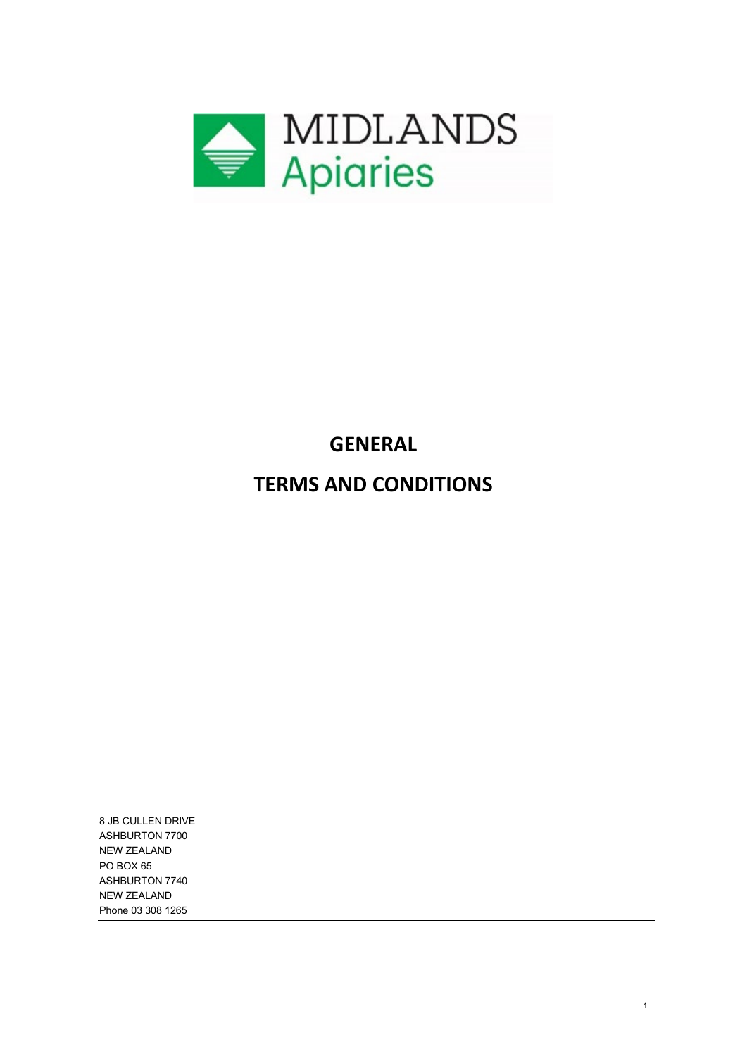MIDLANDS
Apiaries

# GENERAL

# TERMS AND CONDITIONS

8 JB CULLEN DRIVE
ASHBURTON 7700
NEW ZEALAND
PO BOX 65
ASHBURTON 7740
NEW ZEALAND
Phone 03 308 1265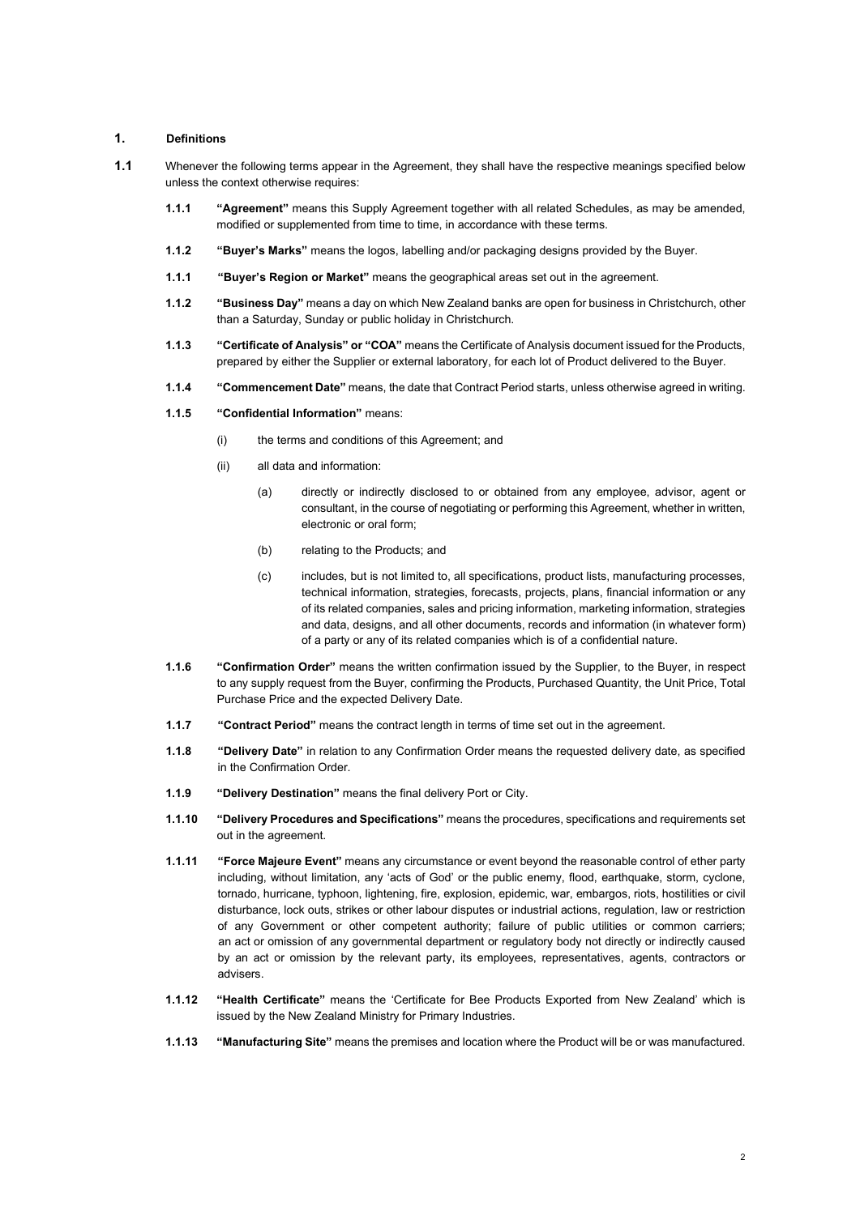## 1. Definitions

**1.1** Whenever the following terms appear in the Agreement, they shall have the respective meanings specified below unless the context otherwise requires:

**1.1.1** **"Agreement"** means this Supply Agreement together with all related Schedules, as may be amended, modified or supplemented from time to time, in accordance with these terms.

**1.1.2** **"Buyer's Marks"** means the logos, labelling and/or packaging designs provided by the Buyer.

**1.1.1** **"Buyer's Region or Market"** means the geographical areas set out in the agreement.

**1.1.2** **"Business Day"** means a day on which New Zealand banks are open for business in Christchurch, other than a Saturday, Sunday or public holiday in Christchurch.

**1.1.3** **"Certificate of Analysis" or "COA"** means the Certificate of Analysis document issued for the Products, prepared by either the Supplier or external laboratory, for each lot of Product delivered to the Buyer.

**1.1.4** **"Commencement Date"** means, the date that Contract Period starts, unless otherwise agreed in writing.

**1.1.5** **"Confidential Information"** means:

(i) the terms and conditions of this Agreement; and

(ii) all data and information:

(a) directly or indirectly disclosed to or obtained from any employee, advisor, agent or consultant, in the course of negotiating or performing this Agreement, whether in written, electronic or oral form;

(b) relating to the Products; and

(c) includes, but is not limited to, all specifications, product lists, manufacturing processes, technical information, strategies, forecasts, projects, plans, financial information or any of its related companies, sales and pricing information, marketing information, strategies and data, designs, and all other documents, records and information (in whatever form) of a party or any of its related companies which is of a confidential nature.

**1.1.6** **"Confirmation Order"** means the written confirmation issued by the Supplier, to the Buyer, in respect to any supply request from the Buyer, confirming the Products, Purchased Quantity, the Unit Price, Total Purchase Price and the expected Delivery Date.

**1.1.7** **"Contract Period"** means the contract length in terms of time set out in the agreement.

**1.1.8** **"Delivery Date"** in relation to any Confirmation Order means the requested delivery date, as specified in the Confirmation Order.

**1.1.9** **"Delivery Destination"** means the final delivery Port or City.

**1.1.10** **"Delivery Procedures and Specifications"** means the procedures, specifications and requirements set out in the agreement.

**1.1.11** **"Force Majeure Event"** means any circumstance or event beyond the reasonable control of ether party including, without limitation, any 'acts of God' or the public enemy, flood, earthquake, storm, cyclone, tornado, hurricane, typhoon, lightening, fire, explosion, epidemic, war, embargos, riots, hostilities or civil disturbance, lock outs, strikes or other labour disputes or industrial actions, regulation, law or restriction of any Government or other competent authority; failure of public utilities or common carriers; an act or omission of any governmental department or regulatory body not directly or indirectly caused by an act or omission by the relevant party, its employees, representatives, agents, contractors or advisers.

**1.1.12** **"Health Certificate"** means the 'Certificate for Bee Products Exported from New Zealand' which is issued by the New Zealand Ministry for Primary Industries.

**1.1.13** **"Manufacturing Site"** means the premises and location where the Product will be or was manufactured.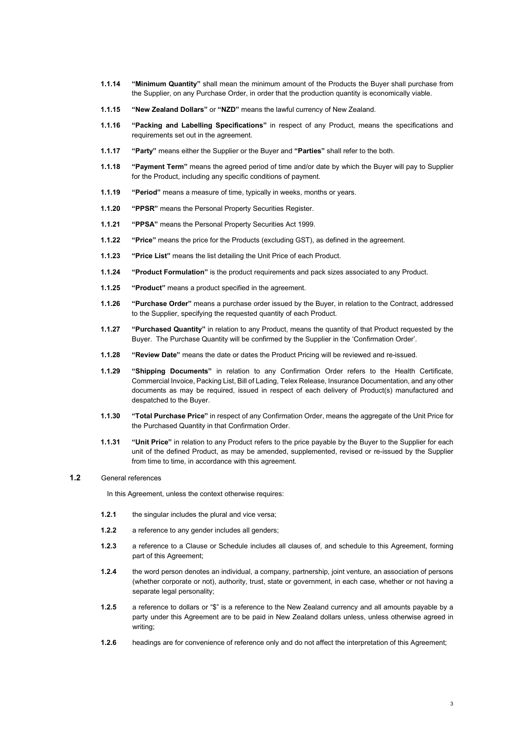**1.1.14** **"Minimum Quantity"** shall mean the minimum amount of the Products the Buyer shall purchase from the Supplier, on any Purchase Order, in order that the production quantity is economically viable.

**1.1.15** **"New Zealand Dollars"** or **"NZD"** means the lawful currency of New Zealand.

**1.1.16** **"Packing and Labelling Specifications"** in respect of any Product, means the specifications and requirements set out in the agreement.

**1.1.17** **"Party"** means either the Supplier or the Buyer and **"Parties"** shall refer to the both.

**1.1.18** **"Payment Term"** means the agreed period of time and/or date by which the Buyer will pay to Supplier for the Product, including any specific conditions of payment.

**1.1.19** **"Period"** means a measure of time, typically in weeks, months or years.

**1.1.20** **"PPSR"** means the Personal Property Securities Register.

**1.1.21** **"PPSA"** means the Personal Property Securities Act 1999.

**1.1.22** **"Price"** means the price for the Products (excluding GST), as defined in the agreement.

**1.1.23** **"Price List"** means the list detailing the Unit Price of each Product.

**1.1.24** **"Product Formulation"** is the product requirements and pack sizes associated to any Product.

**1.1.25** **"Product"** means a product specified in the agreement.

**1.1.26** **"Purchase Order"** means a purchase order issued by the Buyer, in relation to the Contract, addressed to the Supplier, specifying the requested quantity of each Product.

**1.1.27** **"Purchased Quantity"** in relation to any Product, means the quantity of that Product requested by the Buyer. The Purchase Quantity will be confirmed by the Supplier in the 'Confirmation Order'.

**1.1.28** **"Review Date"** means the date or dates the Product Pricing will be reviewed and re-issued.

**1.1.29** **"Shipping Documents"** in relation to any Confirmation Order refers to the Health Certificate, Commercial Invoice, Packing List, Bill of Lading, Telex Release, Insurance Documentation, and any other documents as may be required, issued in respect of each delivery of Product(s) manufactured and despatched to the Buyer.

**1.1.30** **"Total Purchase Price"** in respect of any Confirmation Order, means the aggregate of the Unit Price for the Purchased Quantity in that Confirmation Order.

**1.1.31** **"Unit Price"** in relation to any Product refers to the price payable by the Buyer to the Supplier for each unit of the defined Product, as may be amended, supplemented, revised or re-issued by the Supplier from time to time, in accordance with this agreement.

**1.2** General references

In this Agreement, unless the context otherwise requires:

**1.2.1** the singular includes the plural and vice versa;

**1.2.2** a reference to any gender includes all genders;

**1.2.3** a reference to a Clause or Schedule includes all clauses of, and schedule to this Agreement, forming part of this Agreement;

**1.2.4** the word person denotes an individual, a company, partnership, joint venture, an association of persons (whether corporate or not), authority, trust, state or government, in each case, whether or not having a separate legal personality;

**1.2.5** a reference to dollars or "$" is a reference to the New Zealand currency and all amounts payable by a party under this Agreement are to be paid in New Zealand dollars unless, unless otherwise agreed in writing;

**1.2.6** headings are for convenience of reference only and do not affect the interpretation of this Agreement;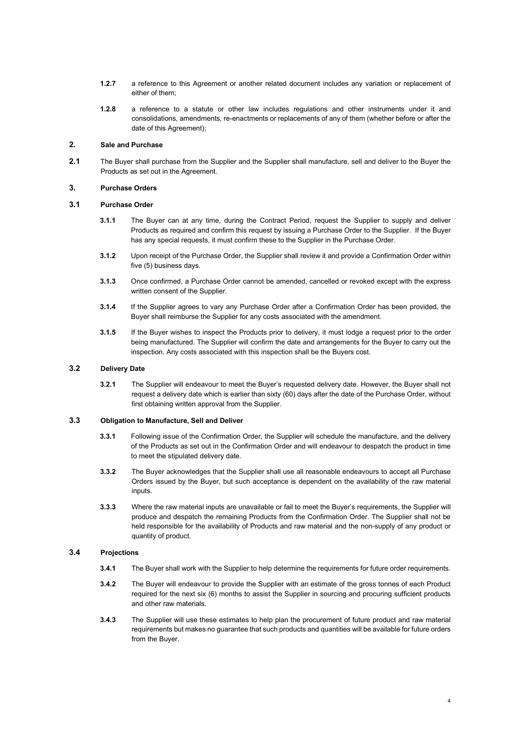**1.2.7** a reference to this Agreement or another related document includes any variation or replacement of either of them;

**1.2.8** a reference to a statute or other law includes regulations and other instruments under it and consolidations, amendments, re-enactments or replacements of any of them (whether before or after the date of this Agreement);

## 2. Sale and Purchase

**2.1** The Buyer shall purchase from the Supplier and the Supplier shall manufacture, sell and deliver to the Buyer the Products as set out in the Agreement.

## 3. Purchase Orders

### 3.1 Purchase Order

**3.1.1** The Buyer can at any time, during the Contract Period, request the Supplier to supply and deliver Products as required and confirm this request by issuing a Purchase Order to the Supplier. If the Buyer has any special requests, it must confirm these to the Supplier in the Purchase Order.

**3.1.2** Upon receipt of the Purchase Order, the Supplier shall review it and provide a Confirmation Order within five (5) business days.

**3.1.3** Once confirmed, a Purchase Order cannot be amended, cancelled or revoked except with the express written consent of the Supplier.

**3.1.4** If the Supplier agrees to vary any Purchase Order after a Confirmation Order has been provided, the Buyer shall reimburse the Supplier for any costs associated with the amendment.

**3.1.5** If the Buyer wishes to inspect the Products prior to delivery, it must lodge a request prior to the order being manufactured. The Supplier will confirm the date and arrangements for the Buyer to carry out the inspection. Any costs associated with this inspection shall be the Buyers cost.

### 3.2 Delivery Date

**3.2.1** The Supplier will endeavour to meet the Buyer's requested delivery date. However, the Buyer shall not request a delivery date which is earlier than sixty (60) days after the date of the Purchase Order, without first obtaining written approval from the Supplier.

### 3.3 Obligation to Manufacture, Sell and Deliver

**3.3.1** Following issue of the Confirmation Order, the Supplier will schedule the manufacture, and the delivery of the Products as set out in the Confirmation Order and will endeavour to despatch the product in time to meet the stipulated delivery date.

**3.3.2** The Buyer acknowledges that the Supplier shall use all reasonable endeavours to accept all Purchase Orders issued by the Buyer, but such acceptance is dependent on the availability of the raw material inputs.

**3.3.3** Where the raw material inputs are unavailable or fail to meet the Buyer's requirements, the Supplier will produce and despatch the remaining Products from the Confirmation Order. The Supplier shall not be held responsible for the availability of Products and raw material and the non-supply of any product or quantity of product.

### 3.4 Projections

**3.4.1** The Buyer shall work with the Supplier to help determine the requirements for future order requirements.

**3.4.2** The Buyer will endeavour to provide the Supplier with an estimate of the gross tonnes of each Product required for the next six (6) months to assist the Supplier in sourcing and procuring sufficient products and other raw materials.

**3.4.3** The Supplier will use these estimates to help plan the procurement of future product and raw material requirements but makes no guarantee that such products and quantities will be available for future orders from the Buyer.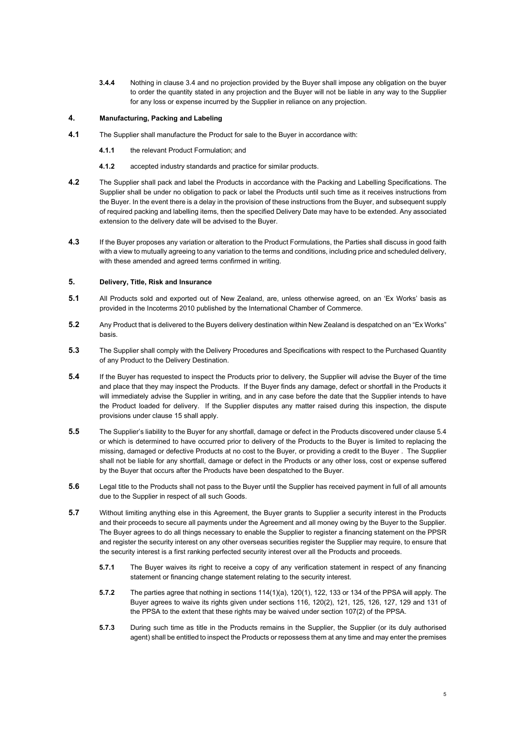**3.4.4** Nothing in clause 3.4 and no projection provided by the Buyer shall impose any obligation on the buyer to order the quantity stated in any projection and the Buyer will not be liable in any way to the Supplier for any loss or expense incurred by the Supplier in reliance on any projection.

## 4. Manufacturing, Packing and Labeling

**4.1** The Supplier shall manufacture the Product for sale to the Buyer in accordance with:

**4.1.1** the relevant Product Formulation; and

**4.1.2** accepted industry standards and practice for similar products.

**4.2** The Supplier shall pack and label the Products in accordance with the Packing and Labelling Specifications. The Supplier shall be under no obligation to pack or label the Products until such time as it receives instructions from the Buyer. In the event there is a delay in the provision of these instructions from the Buyer, and subsequent supply of required packing and labelling items, then the specified Delivery Date may have to be extended. Any associated extension to the delivery date will be advised to the Buyer.

**4.3** If the Buyer proposes any variation or alteration to the Product Formulations, the Parties shall discuss in good faith with a view to mutually agreeing to any variation to the terms and conditions, including price and scheduled delivery, with these amended and agreed terms confirmed in writing.

## 5. Delivery, Title, Risk and Insurance

**5.1** All Products sold and exported out of New Zealand, are, unless otherwise agreed, on an 'Ex Works' basis as provided in the Incoterms 2010 published by the International Chamber of Commerce.

**5.2** Any Product that is delivered to the Buyers delivery destination within New Zealand is despatched on an "Ex Works" basis.

**5.3** The Supplier shall comply with the Delivery Procedures and Specifications with respect to the Purchased Quantity of any Product to the Delivery Destination.

**5.4** If the Buyer has requested to inspect the Products prior to delivery, the Supplier will advise the Buyer of the time and place that they may inspect the Products. If the Buyer finds any damage, defect or shortfall in the Products it will immediately advise the Supplier in writing, and in any case before the date that the Supplier intends to have the Product loaded for delivery. If the Supplier disputes any matter raised during this inspection, the dispute provisions under clause 15 shall apply.

**5.5** The Supplier's liability to the Buyer for any shortfall, damage or defect in the Products discovered under clause 5.4 or which is determined to have occurred prior to delivery of the Products to the Buyer is limited to replacing the missing, damaged or defective Products at no cost to the Buyer, or providing a credit to the Buyer . The Supplier shall not be liable for any shortfall, damage or defect in the Products or any other loss, cost or expense suffered by the Buyer that occurs after the Products have been despatched to the Buyer.

**5.6** Legal title to the Products shall not pass to the Buyer until the Supplier has received payment in full of all amounts due to the Supplier in respect of all such Goods.

**5.7** Without limiting anything else in this Agreement, the Buyer grants to Supplier a security interest in the Products and their proceeds to secure all payments under the Agreement and all money owing by the Buyer to the Supplier. The Buyer agrees to do all things necessary to enable the Supplier to register a financing statement on the PPSR and register the security interest on any other overseas securities register the Supplier may require, to ensure that the security interest is a first ranking perfected security interest over all the Products and proceeds.

**5.7.1** The Buyer waives its right to receive a copy of any verification statement in respect of any financing statement or financing change statement relating to the security interest.

**5.7.2** The parties agree that nothing in sections 114(1)(a), 120(1), 122, 133 or 134 of the PPSA will apply. The Buyer agrees to waive its rights given under sections 116, 120(2), 121, 125, 126, 127, 129 and 131 of the PPSA to the extent that these rights may be waived under section 107(2) of the PPSA.

**5.7.3** During such time as title in the Products remains in the Supplier, the Supplier (or its duly authorised agent) shall be entitled to inspect the Products or repossess them at any time and may enter the premises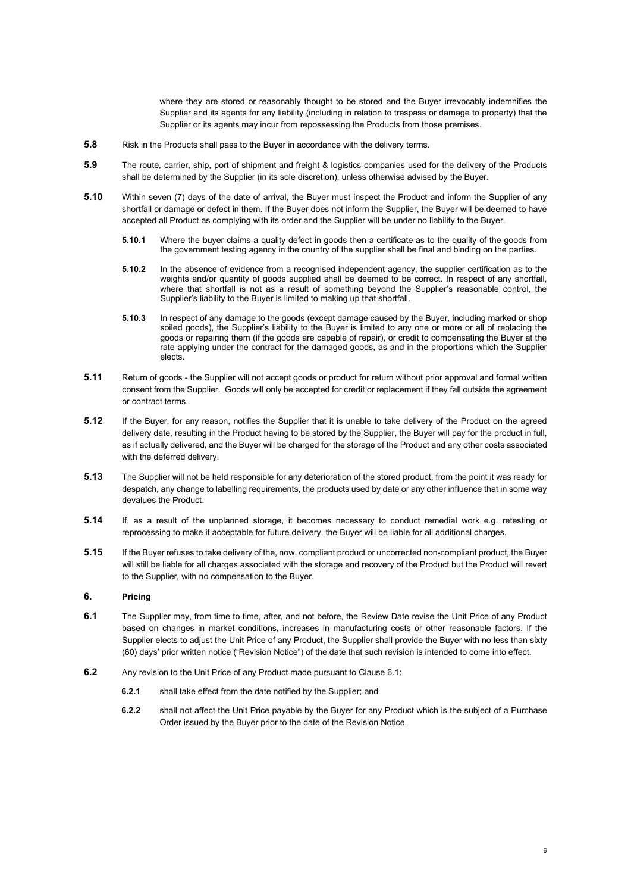where they are stored or reasonably thought to be stored and the Buyer irrevocably indemnifies the Supplier and its agents for any liability (including in relation to trespass or damage to property) that the Supplier or its agents may incur from repossessing the Products from those premises.

**5.8** Risk in the Products shall pass to the Buyer in accordance with the delivery terms.

**5.9** The route, carrier, ship, port of shipment and freight & logistics companies used for the delivery of the Products shall be determined by the Supplier (in its sole discretion), unless otherwise advised by the Buyer.

**5.10** Within seven (7) days of the date of arrival, the Buyer must inspect the Product and inform the Supplier of any shortfall or damage or defect in them. If the Buyer does not inform the Supplier, the Buyer will be deemed to have accepted all Product as complying with its order and the Supplier will be under no liability to the Buyer.

**5.10.1** Where the buyer claims a quality defect in goods then a certificate as to the quality of the goods from the government testing agency in the country of the supplier shall be final and binding on the parties.

**5.10.2** In the absence of evidence from a recognised independent agency, the supplier certification as to the weights and/or quantity of goods supplied shall be deemed to be correct. In respect of any shortfall, where that shortfall is not as a result of something beyond the Supplier's reasonable control, the Supplier's liability to the Buyer is limited to making up that shortfall.

**5.10.3** In respect of any damage to the goods (except damage caused by the Buyer, including marked or shop soiled goods), the Supplier's liability to the Buyer is limited to any one or more or all of replacing the goods or repairing them (if the goods are capable of repair), or credit to compensating the Buyer at the rate applying under the contract for the damaged goods, as and in the proportions which the Supplier elects.

**5.11** Return of goods - the Supplier will not accept goods or product for return without prior approval and formal written consent from the Supplier. Goods will only be accepted for credit or replacement if they fall outside the agreement or contract terms.

**5.12** If the Buyer, for any reason, notifies the Supplier that it is unable to take delivery of the Product on the agreed delivery date, resulting in the Product having to be stored by the Supplier, the Buyer will pay for the product in full, as if actually delivered, and the Buyer will be charged for the storage of the Product and any other costs associated with the deferred delivery.

**5.13** The Supplier will not be held responsible for any deterioration of the stored product, from the point it was ready for despatch, any change to labelling requirements, the products used by date or any other influence that in some way devalues the Product.

**5.14** If, as a result of the unplanned storage, it becomes necessary to conduct remedial work e.g. retesting or reprocessing to make it acceptable for future delivery, the Buyer will be liable for all additional charges.

**5.15** If the Buyer refuses to take delivery of the, now, compliant product or uncorrected non-compliant product, the Buyer will still be liable for all charges associated with the storage and recovery of the Product but the Product will revert to the Supplier, with no compensation to the Buyer.

## 6. Pricing

**6.1** The Supplier may, from time to time, after, and not before, the Review Date revise the Unit Price of any Product based on changes in market conditions, increases in manufacturing costs or other reasonable factors. If the Supplier elects to adjust the Unit Price of any Product, the Supplier shall provide the Buyer with no less than sixty (60) days' prior written notice ("Revision Notice") of the date that such revision is intended to come into effect.

**6.2** Any revision to the Unit Price of any Product made pursuant to Clause 6.1:

**6.2.1** shall take effect from the date notified by the Supplier; and

**6.2.2** shall not affect the Unit Price payable by the Buyer for any Product which is the subject of a Purchase Order issued by the Buyer prior to the date of the Revision Notice.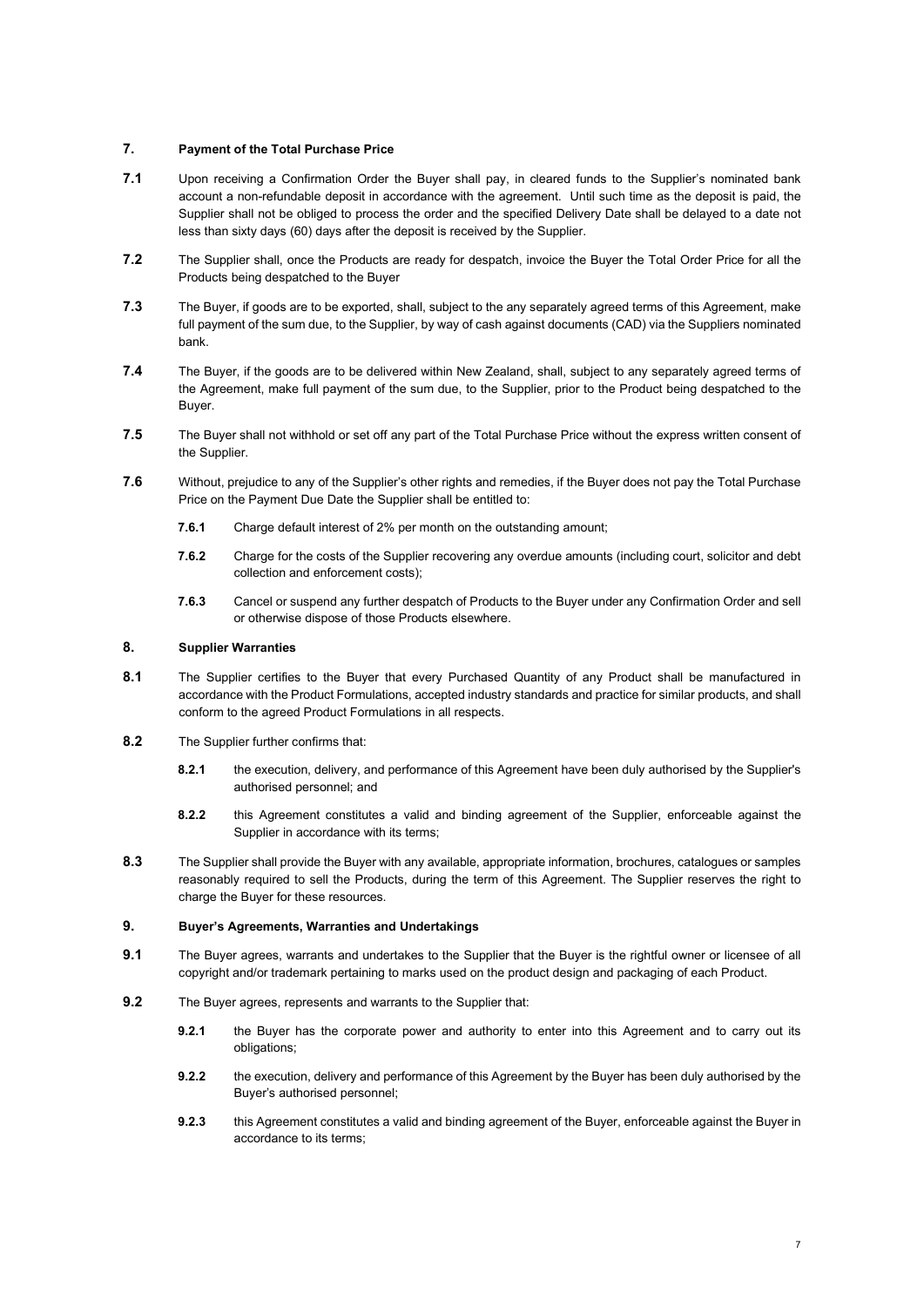## 7. Payment of the Total Purchase Price

**7.1** Upon receiving a Confirmation Order the Buyer shall pay, in cleared funds to the Supplier's nominated bank account a non-refundable deposit in accordance with the agreement. Until such time as the deposit is paid, the Supplier shall not be obliged to process the order and the specified Delivery Date shall be delayed to a date not less than sixty days (60) days after the deposit is received by the Supplier.

**7.2** The Supplier shall, once the Products are ready for despatch, invoice the Buyer the Total Order Price for all the Products being despatched to the Buyer

**7.3** The Buyer, if goods are to be exported, shall, subject to the any separately agreed terms of this Agreement, make full payment of the sum due, to the Supplier, by way of cash against documents (CAD) via the Suppliers nominated bank.

**7.4** The Buyer, if the goods are to be delivered within New Zealand, shall, subject to any separately agreed terms of the Agreement, make full payment of the sum due, to the Supplier, prior to the Product being despatched to the Buyer.

**7.5** The Buyer shall not withhold or set off any part of the Total Purchase Price without the express written consent of the Supplier.

**7.6** Without, prejudice to any of the Supplier's other rights and remedies, if the Buyer does not pay the Total Purchase Price on the Payment Due Date the Supplier shall be entitled to:

- **7.6.1** Charge default interest of 2% per month on the outstanding amount;
- **7.6.2** Charge for the costs of the Supplier recovering any overdue amounts (including court, solicitor and debt collection and enforcement costs);
- **7.6.3** Cancel or suspend any further despatch of Products to the Buyer under any Confirmation Order and sell or otherwise dispose of those Products elsewhere.

## 8. Supplier Warranties

**8.1** The Supplier certifies to the Buyer that every Purchased Quantity of any Product shall be manufactured in accordance with the Product Formulations, accepted industry standards and practice for similar products, and shall conform to the agreed Product Formulations in all respects.

**8.2** The Supplier further confirms that:

- **8.2.1** the execution, delivery, and performance of this Agreement have been duly authorised by the Supplier's authorised personnel; and
- **8.2.2** this Agreement constitutes a valid and binding agreement of the Supplier, enforceable against the Supplier in accordance with its terms;

**8.3** The Supplier shall provide the Buyer with any available, appropriate information, brochures, catalogues or samples reasonably required to sell the Products, during the term of this Agreement. The Supplier reserves the right to charge the Buyer for these resources.

## 9. Buyer's Agreements, Warranties and Undertakings

**9.1** The Buyer agrees, warrants and undertakes to the Supplier that the Buyer is the rightful owner or licensee of all copyright and/or trademark pertaining to marks used on the product design and packaging of each Product.

**9.2** The Buyer agrees, represents and warrants to the Supplier that:

- **9.2.1** the Buyer has the corporate power and authority to enter into this Agreement and to carry out its obligations;
- **9.2.2** the execution, delivery and performance of this Agreement by the Buyer has been duly authorised by the Buyer's authorised personnel;
- **9.2.3** this Agreement constitutes a valid and binding agreement of the Buyer, enforceable against the Buyer in accordance to its terms;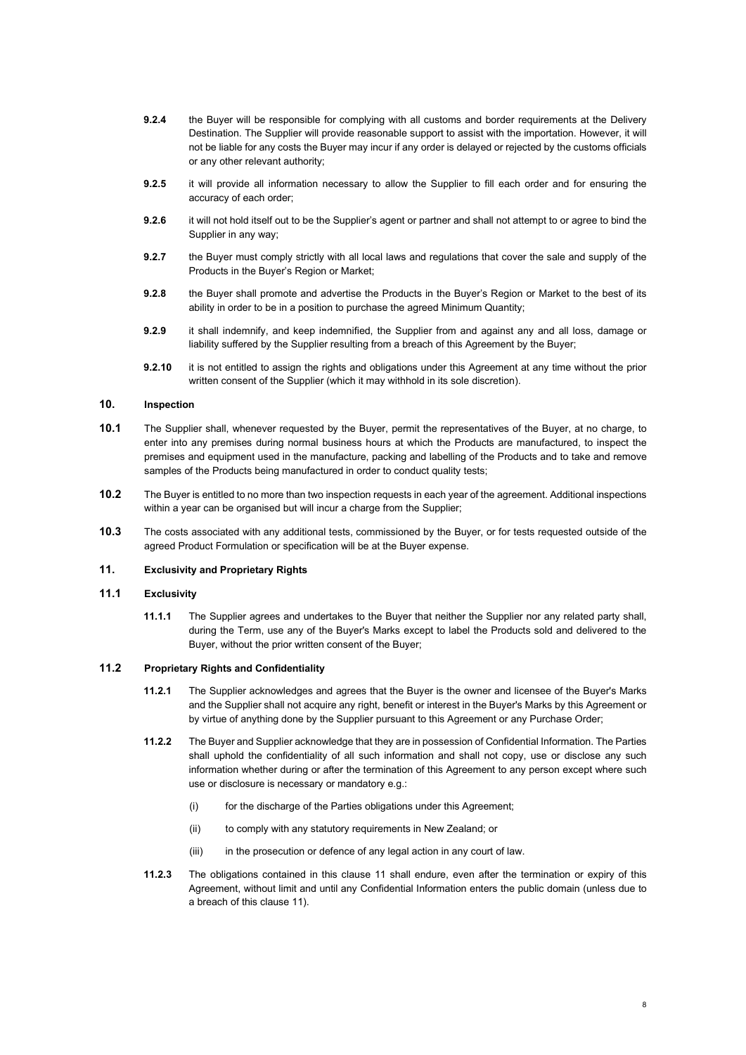**9.2.4** the Buyer will be responsible for complying with all customs and border requirements at the Delivery Destination. The Supplier will provide reasonable support to assist with the importation. However, it will not be liable for any costs the Buyer may incur if any order is delayed or rejected by the customs officials or any other relevant authority;

**9.2.5** it will provide all information necessary to allow the Supplier to fill each order and for ensuring the accuracy of each order;

**9.2.6** it will not hold itself out to be the Supplier's agent or partner and shall not attempt to or agree to bind the Supplier in any way;

**9.2.7** the Buyer must comply strictly with all local laws and regulations that cover the sale and supply of the Products in the Buyer's Region or Market;

**9.2.8** the Buyer shall promote and advertise the Products in the Buyer's Region or Market to the best of its ability in order to be in a position to purchase the agreed Minimum Quantity;

**9.2.9** it shall indemnify, and keep indemnified, the Supplier from and against any and all loss, damage or liability suffered by the Supplier resulting from a breach of this Agreement by the Buyer;

**9.2.10** it is not entitled to assign the rights and obligations under this Agreement at any time without the prior written consent of the Supplier (which it may withhold in its sole discretion).

## 10. Inspection

**10.1** The Supplier shall, whenever requested by the Buyer, permit the representatives of the Buyer, at no charge, to enter into any premises during normal business hours at which the Products are manufactured, to inspect the premises and equipment used in the manufacture, packing and labelling of the Products and to take and remove samples of the Products being manufactured in order to conduct quality tests;

**10.2** The Buyer is entitled to no more than two inspection requests in each year of the agreement. Additional inspections within a year can be organised but will incur a charge from the Supplier;

**10.3** The costs associated with any additional tests, commissioned by the Buyer, or for tests requested outside of the agreed Product Formulation or specification will be at the Buyer expense.

## 11. Exclusivity and Proprietary Rights

### 11.1 Exclusivity

**11.1.1** The Supplier agrees and undertakes to the Buyer that neither the Supplier nor any related party shall, during the Term, use any of the Buyer's Marks except to label the Products sold and delivered to the Buyer, without the prior written consent of the Buyer;

### 11.2 Proprietary Rights and Confidentiality

**11.2.1** The Supplier acknowledges and agrees that the Buyer is the owner and licensee of the Buyer's Marks and the Supplier shall not acquire any right, benefit or interest in the Buyer's Marks by this Agreement or by virtue of anything done by the Supplier pursuant to this Agreement or any Purchase Order;

**11.2.2** The Buyer and Supplier acknowledge that they are in possession of Confidential Information. The Parties shall uphold the confidentiality of all such information and shall not copy, use or disclose any such information whether during or after the termination of this Agreement to any person except where such use or disclosure is necessary or mandatory e.g.:

(i) for the discharge of the Parties obligations under this Agreement;

(ii) to comply with any statutory requirements in New Zealand; or

(iii) in the prosecution or defence of any legal action in any court of law.

**11.2.3** The obligations contained in this clause 11 shall endure, even after the termination or expiry of this Agreement, without limit and until any Confidential Information enters the public domain (unless due to a breach of this clause 11).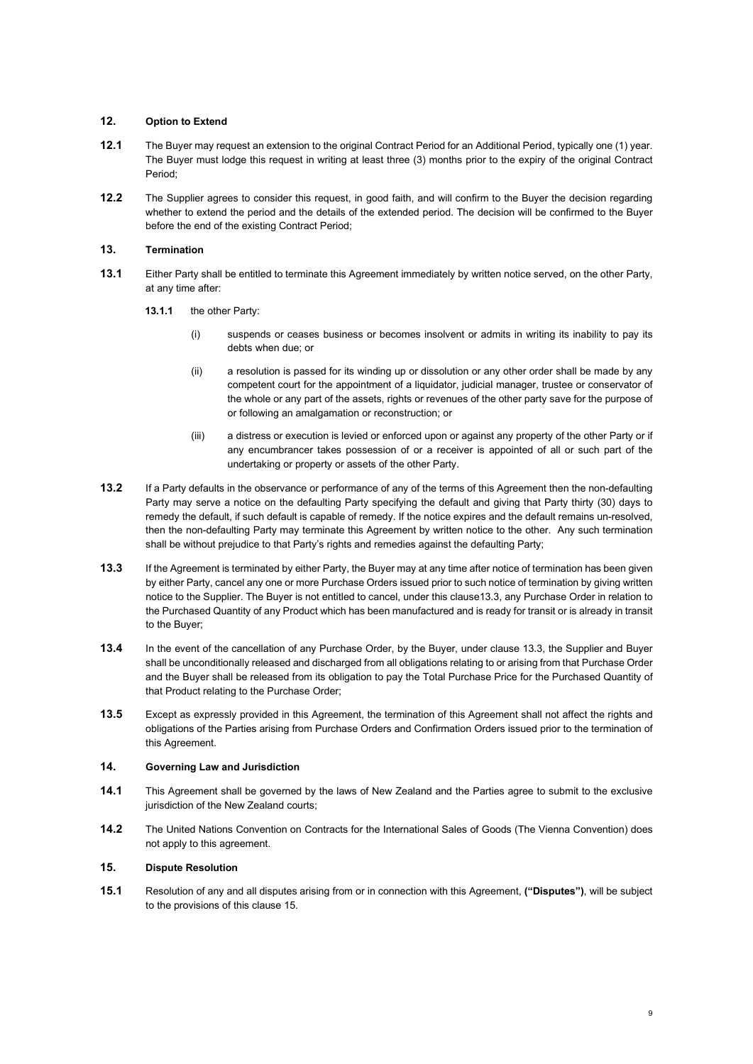## 12. Option to Extend

**12.1** The Buyer may request an extension to the original Contract Period for an Additional Period, typically one (1) year. The Buyer must lodge this request in writing at least three (3) months prior to the expiry of the original Contract Period;

**12.2** The Supplier agrees to consider this request, in good faith, and will confirm to the Buyer the decision regarding whether to extend the period and the details of the extended period. The decision will be confirmed to the Buyer before the end of the existing Contract Period;

## 13. Termination

**13.1** Either Party shall be entitled to terminate this Agreement immediately by written notice served, on the other Party, at any time after:

**13.1.1** the other Party:

(i) suspends or ceases business or becomes insolvent or admits in writing its inability to pay its debts when due; or

(ii) a resolution is passed for its winding up or dissolution or any other order shall be made by any competent court for the appointment of a liquidator, judicial manager, trustee or conservator of the whole or any part of the assets, rights or revenues of the other party save for the purpose of or following an amalgamation or reconstruction; or

(iii) a distress or execution is levied or enforced upon or against any property of the other Party or if any encumbrancer takes possession of or a receiver is appointed of all or such part of the undertaking or property or assets of the other Party.

**13.2** If a Party defaults in the observance or performance of any of the terms of this Agreement then the non-defaulting Party may serve a notice on the defaulting Party specifying the default and giving that Party thirty (30) days to remedy the default, if such default is capable of remedy. If the notice expires and the default remains un-resolved, then the non-defaulting Party may terminate this Agreement by written notice to the other. Any such termination shall be without prejudice to that Party's rights and remedies against the defaulting Party;

**13.3** If the Agreement is terminated by either Party, the Buyer may at any time after notice of termination has been given by either Party, cancel any one or more Purchase Orders issued prior to such notice of termination by giving written notice to the Supplier. The Buyer is not entitled to cancel, under this clause13.3, any Purchase Order in relation to the Purchased Quantity of any Product which has been manufactured and is ready for transit or is already in transit to the Buyer;

**13.4** In the event of the cancellation of any Purchase Order, by the Buyer, under clause 13.3, the Supplier and Buyer shall be unconditionally released and discharged from all obligations relating to or arising from that Purchase Order and the Buyer shall be released from its obligation to pay the Total Purchase Price for the Purchased Quantity of that Product relating to the Purchase Order;

**13.5** Except as expressly provided in this Agreement, the termination of this Agreement shall not affect the rights and obligations of the Parties arising from Purchase Orders and Confirmation Orders issued prior to the termination of this Agreement.

## 14. Governing Law and Jurisdiction

**14.1** This Agreement shall be governed by the laws of New Zealand and the Parties agree to submit to the exclusive jurisdiction of the New Zealand courts;

**14.2** The United Nations Convention on Contracts for the International Sales of Goods (The Vienna Convention) does not apply to this agreement.

## 15. Dispute Resolution

**15.1** Resolution of any and all disputes arising from or in connection with this Agreement, **("Disputes")**, will be subject to the provisions of this clause 15.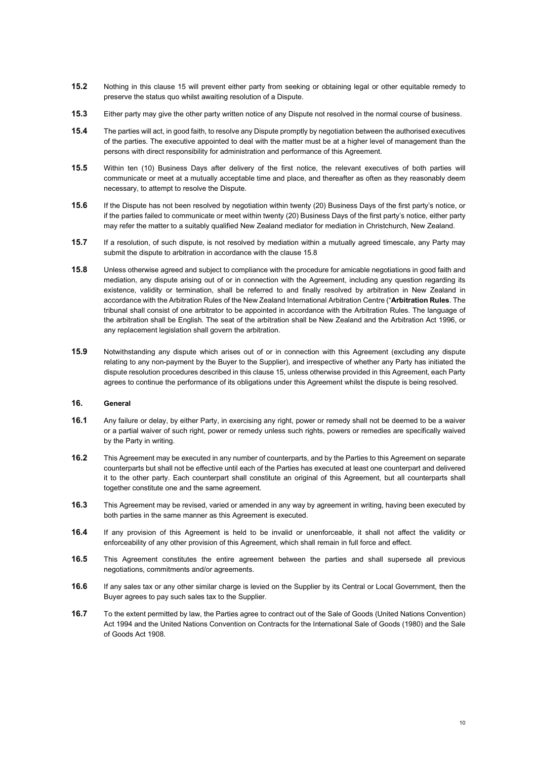**15.2** Nothing in this clause 15 will prevent either party from seeking or obtaining legal or other equitable remedy to preserve the status quo whilst awaiting resolution of a Dispute.

**15.3** Either party may give the other party written notice of any Dispute not resolved in the normal course of business.

**15.4** The parties will act, in good faith, to resolve any Dispute promptly by negotiation between the authorised executives of the parties. The executive appointed to deal with the matter must be at a higher level of management than the persons with direct responsibility for administration and performance of this Agreement.

**15.5** Within ten (10) Business Days after delivery of the first notice, the relevant executives of both parties will communicate or meet at a mutually acceptable time and place, and thereafter as often as they reasonably deem necessary, to attempt to resolve the Dispute.

**15.6** If the Dispute has not been resolved by negotiation within twenty (20) Business Days of the first party's notice, or if the parties failed to communicate or meet within twenty (20) Business Days of the first party's notice, either party may refer the matter to a suitably qualified New Zealand mediator for mediation in Christchurch, New Zealand.

**15.7** If a resolution, of such dispute, is not resolved by mediation within a mutually agreed timescale, any Party may submit the dispute to arbitration in accordance with the clause 15.8

**15.8** Unless otherwise agreed and subject to compliance with the procedure for amicable negotiations in good faith and mediation, any dispute arising out of or in connection with the Agreement, including any question regarding its existence, validity or termination, shall be referred to and finally resolved by arbitration in New Zealand in accordance with the Arbitration Rules of the New Zealand International Arbitration Centre ("**Arbitration Rules**. The tribunal shall consist of one arbitrator to be appointed in accordance with the Arbitration Rules. The language of the arbitration shall be English. The seat of the arbitration shall be New Zealand and the Arbitration Act 1996, or any replacement legislation shall govern the arbitration.

**15.9** Notwithstanding any dispute which arises out of or in connection with this Agreement (excluding any dispute relating to any non-payment by the Buyer to the Supplier), and irrespective of whether any Party has initiated the dispute resolution procedures described in this clause 15, unless otherwise provided in this Agreement, each Party agrees to continue the performance of its obligations under this Agreement whilst the dispute is being resolved.

## 16. General

**16.1** Any failure or delay, by either Party, in exercising any right, power or remedy shall not be deemed to be a waiver or a partial waiver of such right, power or remedy unless such rights, powers or remedies are specifically waived by the Party in writing.

**16.2** This Agreement may be executed in any number of counterparts, and by the Parties to this Agreement on separate counterparts but shall not be effective until each of the Parties has executed at least one counterpart and delivered it to the other party. Each counterpart shall constitute an original of this Agreement, but all counterparts shall together constitute one and the same agreement.

**16.3** This Agreement may be revised, varied or amended in any way by agreement in writing, having been executed by both parties in the same manner as this Agreement is executed.

**16.4** If any provision of this Agreement is held to be invalid or unenforceable, it shall not affect the validity or enforceability of any other provision of this Agreement, which shall remain in full force and effect.

**16.5** This Agreement constitutes the entire agreement between the parties and shall supersede all previous negotiations, commitments and/or agreements.

**16.6** If any sales tax or any other similar charge is levied on the Supplier by its Central or Local Government, then the Buyer agrees to pay such sales tax to the Supplier.

**16.7** To the extent permitted by law, the Parties agree to contract out of the Sale of Goods (United Nations Convention) Act 1994 and the United Nations Convention on Contracts for the International Sale of Goods (1980) and the Sale of Goods Act 1908.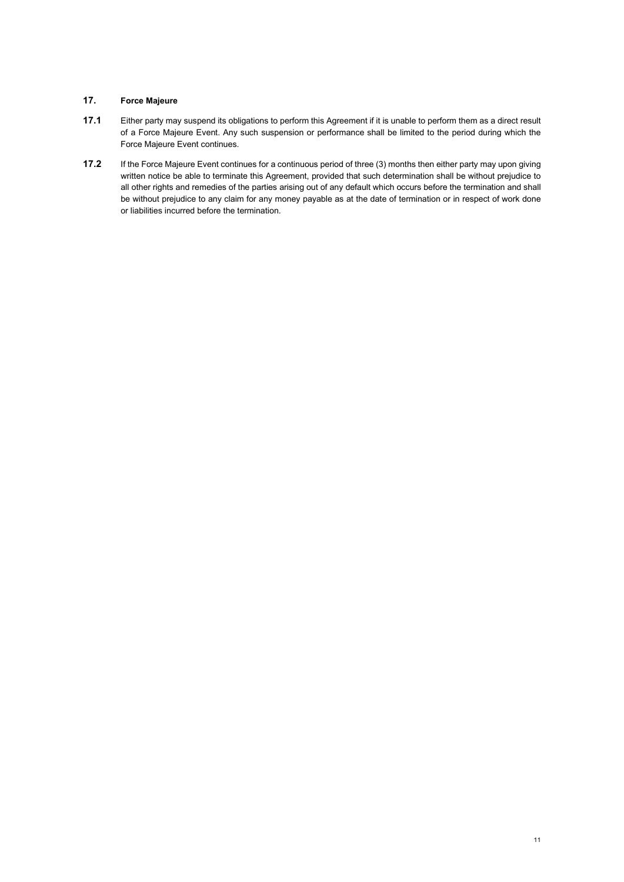## 17. Force Majeure

**17.1** Either party may suspend its obligations to perform this Agreement if it is unable to perform them as a direct result of a Force Majeure Event. Any such suspension or performance shall be limited to the period during which the Force Majeure Event continues.

**17.2** If the Force Majeure Event continues for a continuous period of three (3) months then either party may upon giving written notice be able to terminate this Agreement, provided that such determination shall be without prejudice to all other rights and remedies of the parties arising out of any default which occurs before the termination and shall be without prejudice to any claim for any money payable as at the date of termination or in respect of work done or liabilities incurred before the termination.